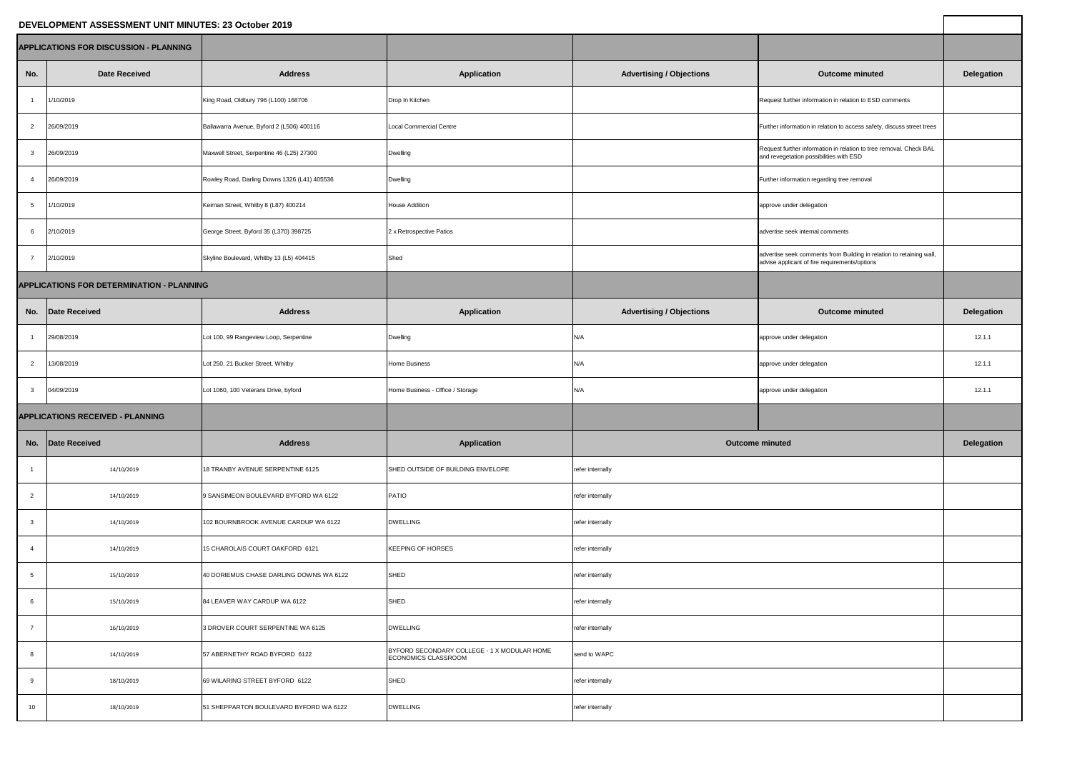# DEVELOPMENT ASSESSMENT UNIT MINUTES: 23 October 2019

## APPLICATIONS FOR DISCUSSION - PLANNING

| No. | Date Received | Address | Application | Advertising / Objections | Outcome minuted | Delegation |
|---|---|---|---|---|---|---|
| 1 | 1/10/2019 | King Road, Oldbury 796 (L100) 168706 | Drop In Kitchen | | Request further information in relation to ESD comments | |
| 2 | 26/09/2019 | Ballawarra Avenue, Byford 2 (L506) 400116 | Local Commercial Centre | | Further information in relation to access safety, discuss street trees | |
| 3 | 26/09/2019 | Maxwell Street, Serpentine 46 (L25) 27300 | Dwelling | | Request further information in relation to tree removal. Check BAL and revegetation possibilities with ESD | |
| 4 | 26/09/2019 | Rowley Road, Darling Downs 1326 (L41) 405536 | Dwelling | | Further information regarding tree removal | |
| 5 | 1/10/2019 | Keirnan Street, Whitby 8 (L87) 400214 | House Addition | | approve under delegation | |
| 6 | 2/10/2019 | George Street, Byford 35 (L370) 398725 | 2 x Retrospective Patios | | advertise seek internal comments | |
| 7 | 2/10/2019 | Skyline Boulevard, Whitby 13 (L5) 404415 | Shed | | advertise seek comments from Building in relation to retaining wall, advise applicant of fire requirements/options | |

## APPLICATIONS FOR DETERMINATION - PLANNING

| No. | Date Received | Address | Application | Advertising / Objections | Outcome minuted | Delegation |
|---|---|---|---|---|---|---|
| 1 | 29/08/2019 | Lot 100, 99 Rangeview Loop, Serpentine | Dwelling | N/A | approve under delegation | 12.1.1 |
| 2 | 13/08/2019 | Lot 250, 21 Bucker Street, Whitby | Home Business | N/A | approve under delegation | 12.1.1 |
| 3 | 04/09/2019 | Lot 1060, 100 Veterans Drive, byford | Home Business - Office / Storage | N/A | approve under delegation | 12.1.1 |

## APPLICATIONS RECEIVED - PLANNING

| No. | Date Received | Address | Application | Outcome minuted | Delegation |
|---|---|---|---|---|---|
| 1 | 14/10/2019 | 18 TRANBY AVENUE SERPENTINE 6125 | SHED OUTSIDE OF BUILDING ENVELOPE | refer internally | |
| 2 | 14/10/2019 | 9 SANSIMEON BOULEVARD BYFORD WA 6122 | PATIO | refer internally | |
| 3 | 14/10/2019 | 102 BOURNBROOK AVENUE CARDUP WA 6122 | DWELLING | refer internally | |
| 4 | 14/10/2019 | 15 CHAROLAIS COURT OAKFORD 6121 | KEEPING OF HORSES | refer internally | |
| 5 | 15/10/2019 | 40 DORIEMUS CHASE DARLING DOWNS WA 6122 | SHED | refer internally | |
| 6 | 15/10/2019 | 84 LEAVER WAY CARDUP WA 6122 | SHED | refer internally | |
| 7 | 16/10/2019 | 3 DROVER COURT SERPENTINE WA 6125 | DWELLING | refer internally | |
| 8 | 14/10/2019 | 57 ABERNETHY ROAD BYFORD 6122 | BYFORD SECONDARY COLLEGE - 1 X MODULAR HOME ECONOMICS CLASSROOM | send to WAPC | |
| 9 | 18/10/2019 | 69 WILARING STREET BYFORD 6122 | SHED | refer internally | |
| 10 | 18/10/2019 | 51 SHEPPARTON BOULEVARD BYFORD WA 6122 | DWELLING | refer internally | |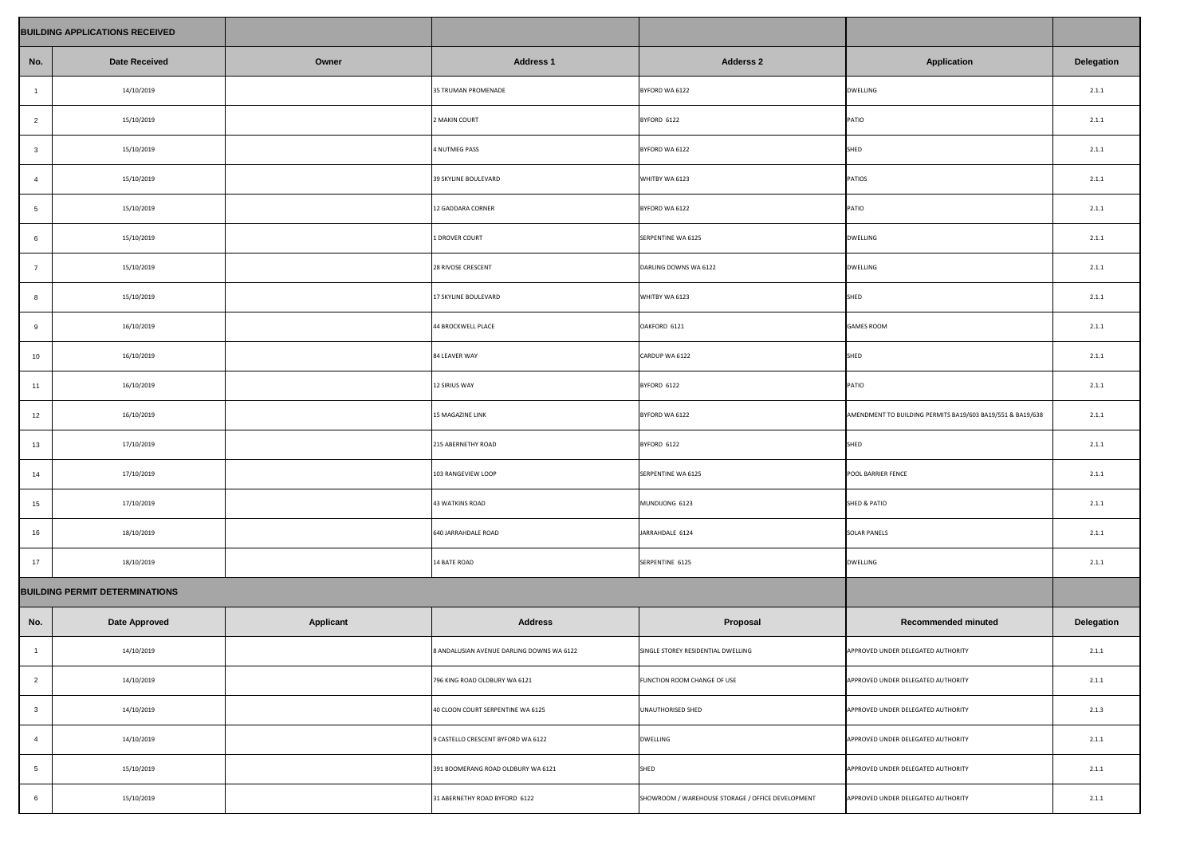| BUILDING APPLICATIONS RECEIVED | | | | | | |
|---|---|---|---|---|---|---|
| No. | Date Received | Owner | Address 1 | Adderss 2 | Application | Delegation |
| 1 | 14/10/2019 | | 35 TRUMAN PROMENADE | BYFORD WA 6122 | DWELLING | 2.1.1 |
| 2 | 15/10/2019 | | 2 MAKIN COURT | BYFORD 6122 | PATIO | 2.1.1 |
| 3 | 15/10/2019 | | 4 NUTMEG PASS | BYFORD WA 6122 | SHED | 2.1.1 |
| 4 | 15/10/2019 | | 39 SKYLINE BOULEVARD | WHITBY WA 6123 | PATIOS | 2.1.1 |
| 5 | 15/10/2019 | | 12 GADDARA CORNER | BYFORD WA 6122 | PATIO | 2.1.1 |
| 6 | 15/10/2019 | | 1 DROVER COURT | SERPENTINE WA 6125 | DWELLING | 2.1.1 |
| 7 | 15/10/2019 | | 28 RIVOSE CRESCENT | DARLING DOWNS WA 6122 | DWELLING | 2.1.1 |
| 8 | 15/10/2019 | | 17 SKYLINE BOULEVARD | WHITBY WA 6123 | SHED | 2.1.1 |
| 9 | 16/10/2019 | | 44 BROCKWELL PLACE | OAKFORD 6121 | GAMES ROOM | 2.1.1 |
| 10 | 16/10/2019 | | 84 LEAVER WAY | CARDUP WA 6122 | SHED | 2.1.1 |
| 11 | 16/10/2019 | | 12 SIRIUS WAY | BYFORD 6122 | PATIO | 2.1.1 |
| 12 | 16/10/2019 | | 15 MAGAZINE LINK | BYFORD WA 6122 | AMENDMENT TO BUILDING PERMITS BA19/603 BA19/551 & BA19/638 | 2.1.1 |
| 13 | 17/10/2019 | | 215 ABERNETHY ROAD | BYFORD 6122 | SHED | 2.1.1 |
| 14 | 17/10/2019 | | 103 RANGEVIEW LOOP | SERPENTINE WA 6125 | POOL BARRIER FENCE | 2.1.1 |
| 15 | 17/10/2019 | | 43 WATKINS ROAD | MUNDIJONG 6123 | SHED & PATIO | 2.1.1 |
| 16 | 18/10/2019 | | 640 JARRAHDALE ROAD | JARRAHDALE 6124 | SOLAR PANELS | 2.1.1 |
| 17 | 18/10/2019 | | 14 BATE ROAD | SERPENTINE 6125 | DWELLING | 2.1.1 |

| BUILDING PERMIT DETERMINATIONS | | | | | | |
|---|---|---|---|---|---|---|
| No. | Date Approved | Applicant | Address | Proposal | Recommended minuted | Delegation |
| 1 | 14/10/2019 | | 8 ANDALUSIAN AVENUE DARLING DOWNS WA 6122 | SINGLE STOREY RESIDENTIAL DWELLING | APPROVED UNDER DELEGATED AUTHORITY | 2.1.1 |
| 2 | 14/10/2019 | | 796 KING ROAD OLDBURY WA 6121 | FUNCTION ROOM CHANGE OF USE | APPROVED UNDER DELEGATED AUTHORITY | 2.1.1 |
| 3 | 14/10/2019 | | 40 CLOON COURT SERPENTINE WA 6125 | UNAUTHORISED SHED | APPROVED UNDER DELEGATED AUTHORITY | 2.1.3 |
| 4 | 14/10/2019 | | 9 CASTELLO CRESCENT BYFORD WA 6122 | DWELLING | APPROVED UNDER DELEGATED AUTHORITY | 2.1.1 |
| 5 | 15/10/2019 | | 391 BOOMERANG ROAD OLDBURY WA 6121 | SHED | APPROVED UNDER DELEGATED AUTHORITY | 2.1.1 |
| 6 | 15/10/2019 | | 31 ABERNETHY ROAD BYFORD 6122 | SHOWROOM / WAREHOUSE STORAGE / OFFICE DEVELOPMENT | APPROVED UNDER DELEGATED AUTHORITY | 2.1.1 |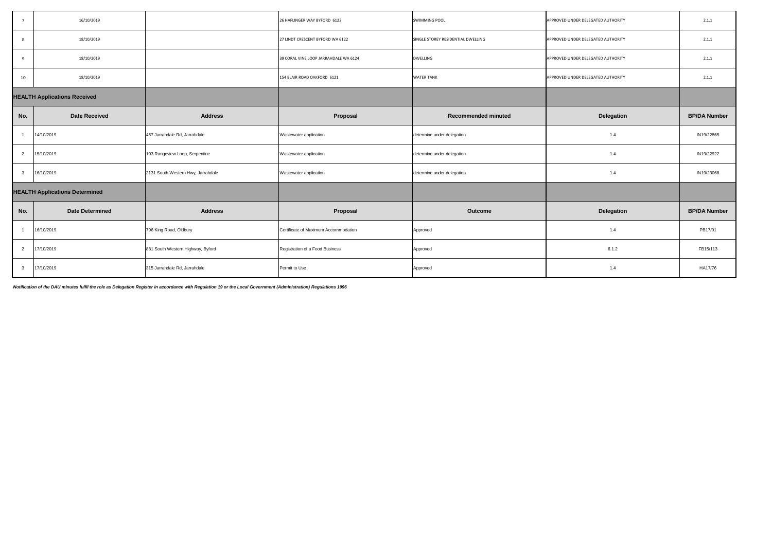| | | | | | | |
|---|---|---|---|---|---|---|
| 7 | 16/10/2019 | | 26 HAFLINGER WAY BYFORD 6122 | SWIMMING POOL | APPROVED UNDER DELEGATED AUTHORITY | 2.1.1 |
| 8 | 18/10/2019 | | 27 LINDT CRESCENT BYFORD WA 6122 | SINGLE STOREY RESIDENTIAL DWELLING | APPROVED UNDER DELEGATED AUTHORITY | 2.1.1 |
| 9 | 18/10/2019 | | 39 CORAL VINE LOOP JARRAHDALE WA 6124 | DWELLING | APPROVED UNDER DELEGATED AUTHORITY | 2.1.1 |
| 10 | 18/10/2019 | | 154 BLAIR ROAD OAKFORD 6121 | WATER TANK | APPROVED UNDER DELEGATED AUTHORITY | 2.1.1 |

**HEALTH Applications Received**

| No. | Date Received | Address | Proposal | Recommended minuted | Delegation | BP/DA Number |
|---|---|---|---|---|---|---|
| 1 | 14/10/2019 | 457 Jarrahdale Rd, Jarrahdale | Wastewater application | determine under delegation | 1.4 | IN19/22865 |
| 2 | 15/10/2019 | 103 Rangeview Loop, Serpentine | Wastewater application | determine under delegation | 1.4 | IN19/22922 |
| 3 | 16/10/2019 | 2131 South Western Hwy, Jarrahdale | Wastewater application | determine under delegation | 1.4 | IN19/23068 |

**HEALTH Applications Determined**

| No. | Date Determined | Address | Proposal | Outcome | Delegation | BP/DA Number |
|---|---|---|---|---|---|---|
| 1 | 16/10/2019 | 796 King Road, Oldbury | Certificate of Maximum Accommodation | Approved | 1.4 | PB17/01 |
| 2 | 17/10/2019 | 881 South Western Highway, Byford | Registration of a Food Business | Approved | 6.1.2 | FB15/113 |
| 3 | 17/10/2019 | 315 Jarrahdale Rd, Jarrahdale | Permit to Use | Approved | 1.4 | HA17/76 |

***Notification of the DAU minutes fulfil the role as Delegation Register in accordance with Regulation 19 or the Local Government (Administration) Regulations 1996***